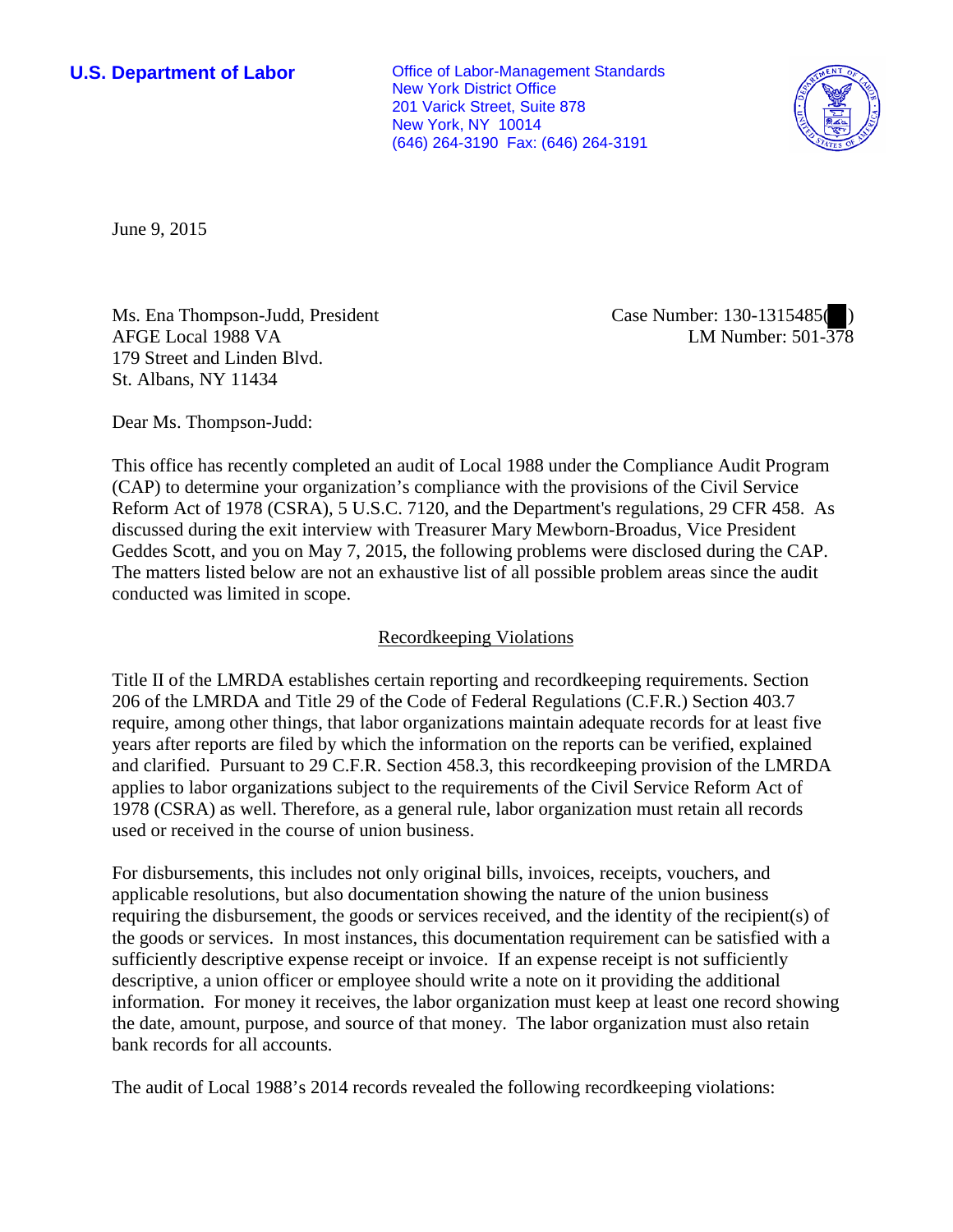**U.S. Department of Labor**

Office of Labor-Management Standards
New York District Office
201 Varick Street, Suite 878
New York, NY 10014
(646) 264-3190 Fax: (646) 264-3191

June 9, 2015

Ms. Ena Thompson-Judd, President
AFGE Local 1988 VA
179 Street and Linden Blvd.
St. Albans, NY 11434

Case Number: 130-1315485( )
LM Number: 501-378

Dear Ms. Thompson-Judd:

This office has recently completed an audit of Local 1988 under the Compliance Audit Program (CAP) to determine your organization's compliance with the provisions of the Civil Service Reform Act of 1978 (CSRA), 5 U.S.C. 7120, and the Department's regulations, 29 CFR 458. As discussed during the exit interview with Treasurer Mary Mewborn-Broadus, Vice President Geddes Scott, and you on May 7, 2015, the following problems were disclosed during the CAP. The matters listed below are not an exhaustive list of all possible problem areas since the audit conducted was limited in scope.

## Recordkeeping Violations

Title II of the LMRDA establishes certain reporting and recordkeeping requirements. Section 206 of the LMRDA and Title 29 of the Code of Federal Regulations (C.F.R.) Section 403.7 require, among other things, that labor organizations maintain adequate records for at least five years after reports are filed by which the information on the reports can be verified, explained and clarified. Pursuant to 29 C.F.R. Section 458.3, this recordkeeping provision of the LMRDA applies to labor organizations subject to the requirements of the Civil Service Reform Act of 1978 (CSRA) as well. Therefore, as a general rule, labor organization must retain all records used or received in the course of union business.

For disbursements, this includes not only original bills, invoices, receipts, vouchers, and applicable resolutions, but also documentation showing the nature of the union business requiring the disbursement, the goods or services received, and the identity of the recipient(s) of the goods or services. In most instances, this documentation requirement can be satisfied with a sufficiently descriptive expense receipt or invoice. If an expense receipt is not sufficiently descriptive, a union officer or employee should write a note on it providing the additional information. For money it receives, the labor organization must keep at least one record showing the date, amount, purpose, and source of that money. The labor organization must also retain bank records for all accounts.

The audit of Local 1988's 2014 records revealed the following recordkeeping violations: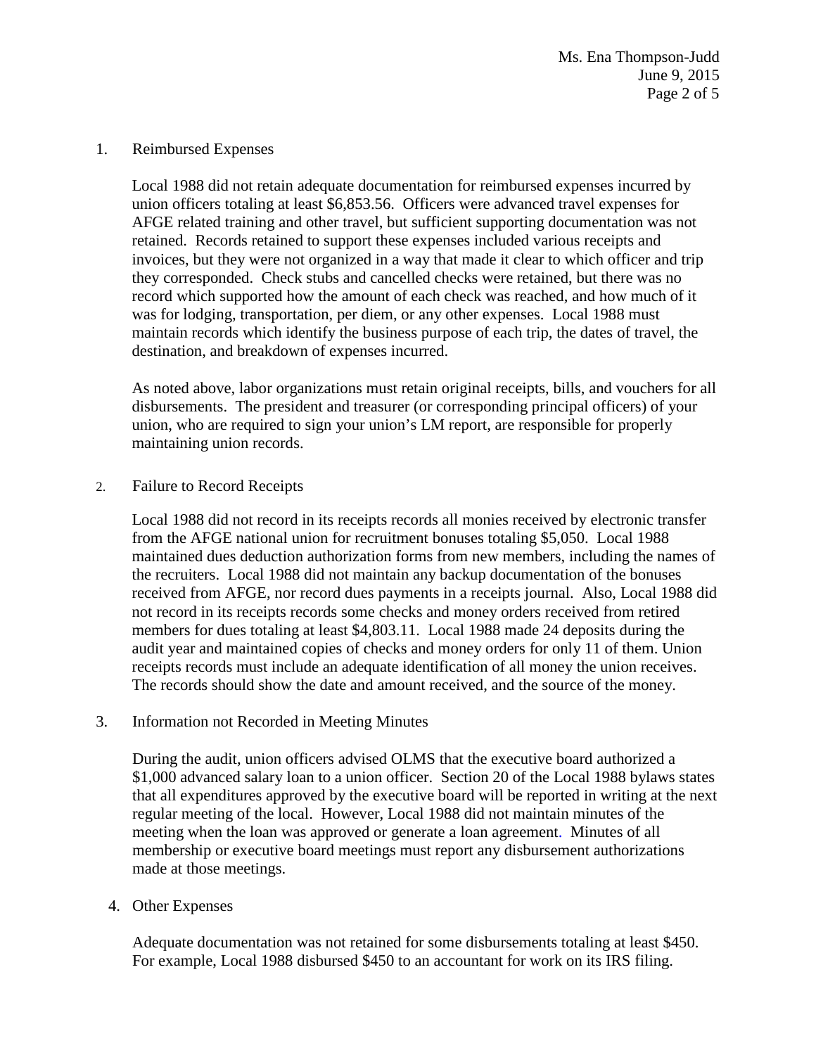1. Reimbursed Expenses

   Local 1988 did not retain adequate documentation for reimbursed expenses incurred by union officers totaling at least $6,853.56. Officers were advanced travel expenses for AFGE related training and other travel, but sufficient supporting documentation was not retained. Records retained to support these expenses included various receipts and invoices, but they were not organized in a way that made it clear to which officer and trip they corresponded. Check stubs and cancelled checks were retained, but there was no record which supported how the amount of each check was reached, and how much of it was for lodging, transportation, per diem, or any other expenses. Local 1988 must maintain records which identify the business purpose of each trip, the dates of travel, the destination, and breakdown of expenses incurred.

   As noted above, labor organizations must retain original receipts, bills, and vouchers for all disbursements. The president and treasurer (or corresponding principal officers) of your union, who are required to sign your union's LM report, are responsible for properly maintaining union records.

2. Failure to Record Receipts

   Local 1988 did not record in its receipts records all monies received by electronic transfer from the AFGE national union for recruitment bonuses totaling $5,050. Local 1988 maintained dues deduction authorization forms from new members, including the names of the recruiters. Local 1988 did not maintain any backup documentation of the bonuses received from AFGE, nor record dues payments in a receipts journal. Also, Local 1988 did not record in its receipts records some checks and money orders received from retired members for dues totaling at least $4,803.11. Local 1988 made 24 deposits during the audit year and maintained copies of checks and money orders for only 11 of them. Union receipts records must include an adequate identification of all money the union receives. The records should show the date and amount received, and the source of the money.

3. Information not Recorded in Meeting Minutes

   During the audit, union officers advised OLMS that the executive board authorized a $1,000 advanced salary loan to a union officer. Section 20 of the Local 1988 bylaws states that all expenditures approved by the executive board will be reported in writing at the next regular meeting of the local. However, Local 1988 did not maintain minutes of the meeting when the loan was approved or generate a loan agreement. Minutes of all membership or executive board meetings must report any disbursement authorizations made at those meetings.

4. Other Expenses

   Adequate documentation was not retained for some disbursements totaling at least $450. For example, Local 1988 disbursed $450 to an accountant for work on its IRS filing.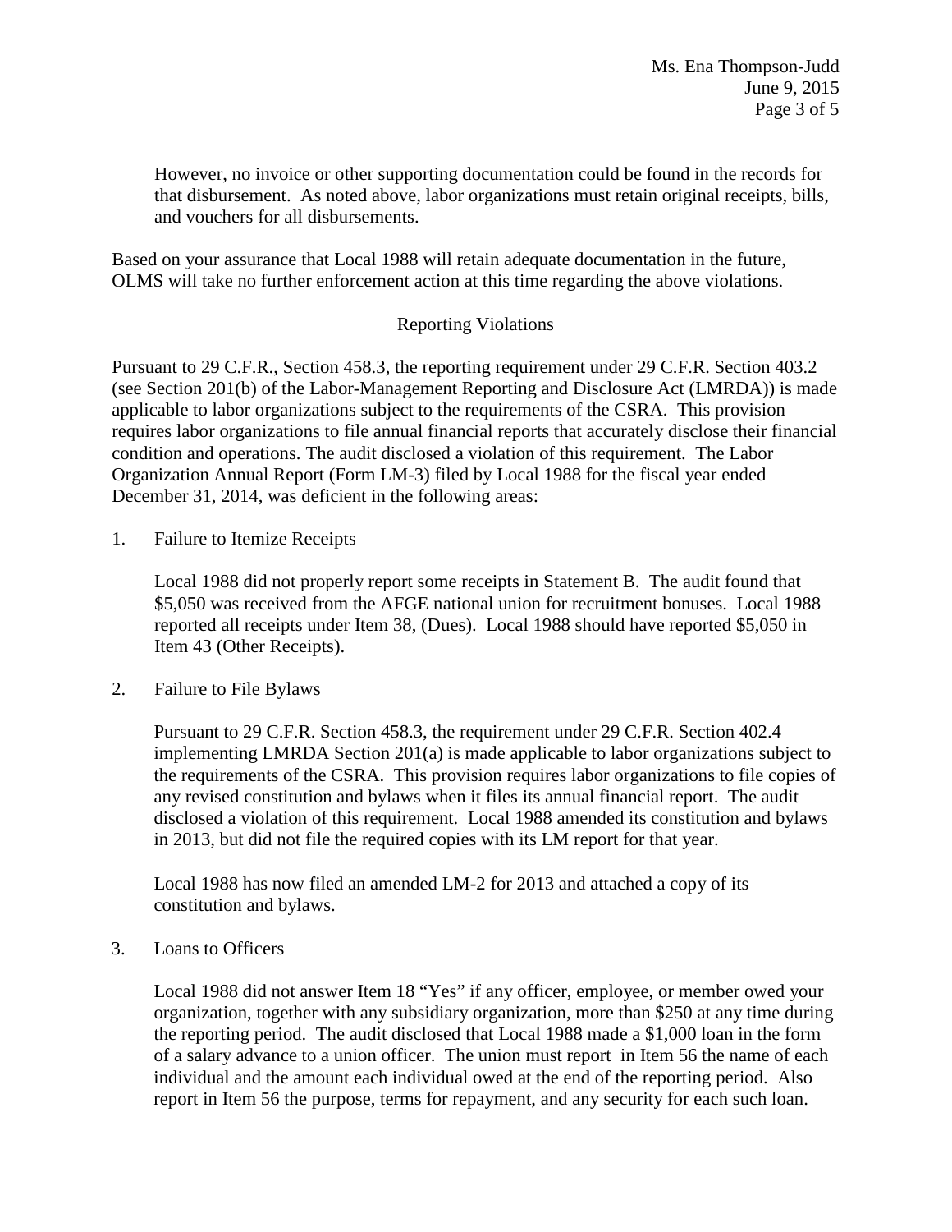However, no invoice or other supporting documentation could be found in the records for that disbursement. As noted above, labor organizations must retain original receipts, bills, and vouchers for all disbursements.

Based on your assurance that Local 1988 will retain adequate documentation in the future, OLMS will take no further enforcement action at this time regarding the above violations.

## Reporting Violations

Pursuant to 29 C.F.R., Section 458.3, the reporting requirement under 29 C.F.R. Section 403.2 (see Section 201(b) of the Labor-Management Reporting and Disclosure Act (LMRDA)) is made applicable to labor organizations subject to the requirements of the CSRA. This provision requires labor organizations to file annual financial reports that accurately disclose their financial condition and operations. The audit disclosed a violation of this requirement. The Labor Organization Annual Report (Form LM-3) filed by Local 1988 for the fiscal year ended December 31, 2014, was deficient in the following areas:

1. Failure to Itemize Receipts

   Local 1988 did not properly report some receipts in Statement B. The audit found that $5,050 was received from the AFGE national union for recruitment bonuses. Local 1988 reported all receipts under Item 38, (Dues). Local 1988 should have reported $5,050 in Item 43 (Other Receipts).

2. Failure to File Bylaws

   Pursuant to 29 C.F.R. Section 458.3, the requirement under 29 C.F.R. Section 402.4 implementing LMRDA Section 201(a) is made applicable to labor organizations subject to the requirements of the CSRA. This provision requires labor organizations to file copies of any revised constitution and bylaws when it files its annual financial report. The audit disclosed a violation of this requirement. Local 1988 amended its constitution and bylaws in 2013, but did not file the required copies with its LM report for that year.

   Local 1988 has now filed an amended LM-2 for 2013 and attached a copy of its constitution and bylaws.

3. Loans to Officers

   Local 1988 did not answer Item 18 "Yes" if any officer, employee, or member owed your organization, together with any subsidiary organization, more than $250 at any time during the reporting period. The audit disclosed that Local 1988 made a $1,000 loan in the form of a salary advance to a union officer. The union must report in Item 56 the name of each individual and the amount each individual owed at the end of the reporting period. Also report in Item 56 the purpose, terms for repayment, and any security for each such loan.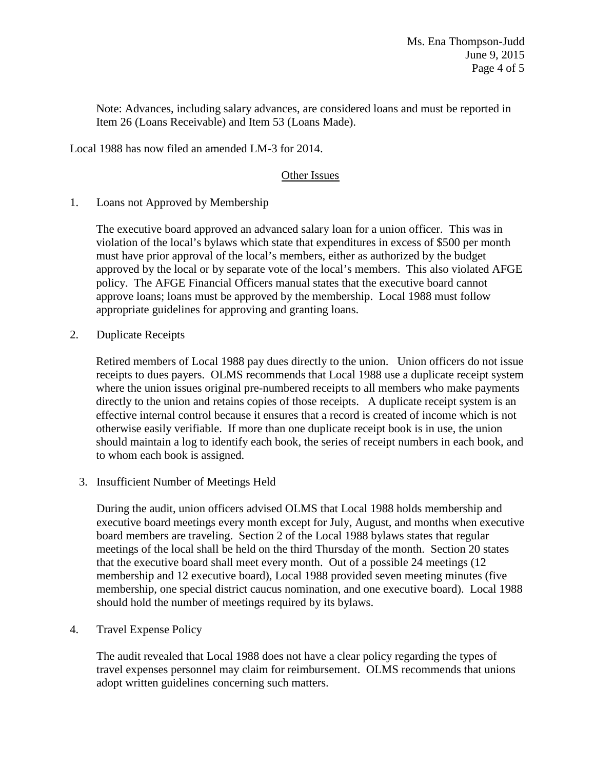Note: Advances, including salary advances, are considered loans and must be reported in Item 26 (Loans Receivable) and Item 53 (Loans Made).

Local 1988 has now filed an amended LM-3 for 2014.

## Other Issues

1. Loans not Approved by Membership

   The executive board approved an advanced salary loan for a union officer. This was in violation of the local's bylaws which state that expenditures in excess of $500 per month must have prior approval of the local's members, either as authorized by the budget approved by the local or by separate vote of the local's members. This also violated AFGE policy. The AFGE Financial Officers manual states that the executive board cannot approve loans; loans must be approved by the membership. Local 1988 must follow appropriate guidelines for approving and granting loans.

2. Duplicate Receipts

   Retired members of Local 1988 pay dues directly to the union. Union officers do not issue receipts to dues payers. OLMS recommends that Local 1988 use a duplicate receipt system where the union issues original pre-numbered receipts to all members who make payments directly to the union and retains copies of those receipts. A duplicate receipt system is an effective internal control because it ensures that a record is created of income which is not otherwise easily verifiable. If more than one duplicate receipt book is in use, the union should maintain a log to identify each book, the series of receipt numbers in each book, and to whom each book is assigned.

3. Insufficient Number of Meetings Held

   During the audit, union officers advised OLMS that Local 1988 holds membership and executive board meetings every month except for July, August, and months when executive board members are traveling. Section 2 of the Local 1988 bylaws states that regular meetings of the local shall be held on the third Thursday of the month. Section 20 states that the executive board shall meet every month. Out of a possible 24 meetings (12 membership and 12 executive board), Local 1988 provided seven meeting minutes (five membership, one special district caucus nomination, and one executive board). Local 1988 should hold the number of meetings required by its bylaws.

4. Travel Expense Policy

   The audit revealed that Local 1988 does not have a clear policy regarding the types of travel expenses personnel may claim for reimbursement. OLMS recommends that unions adopt written guidelines concerning such matters.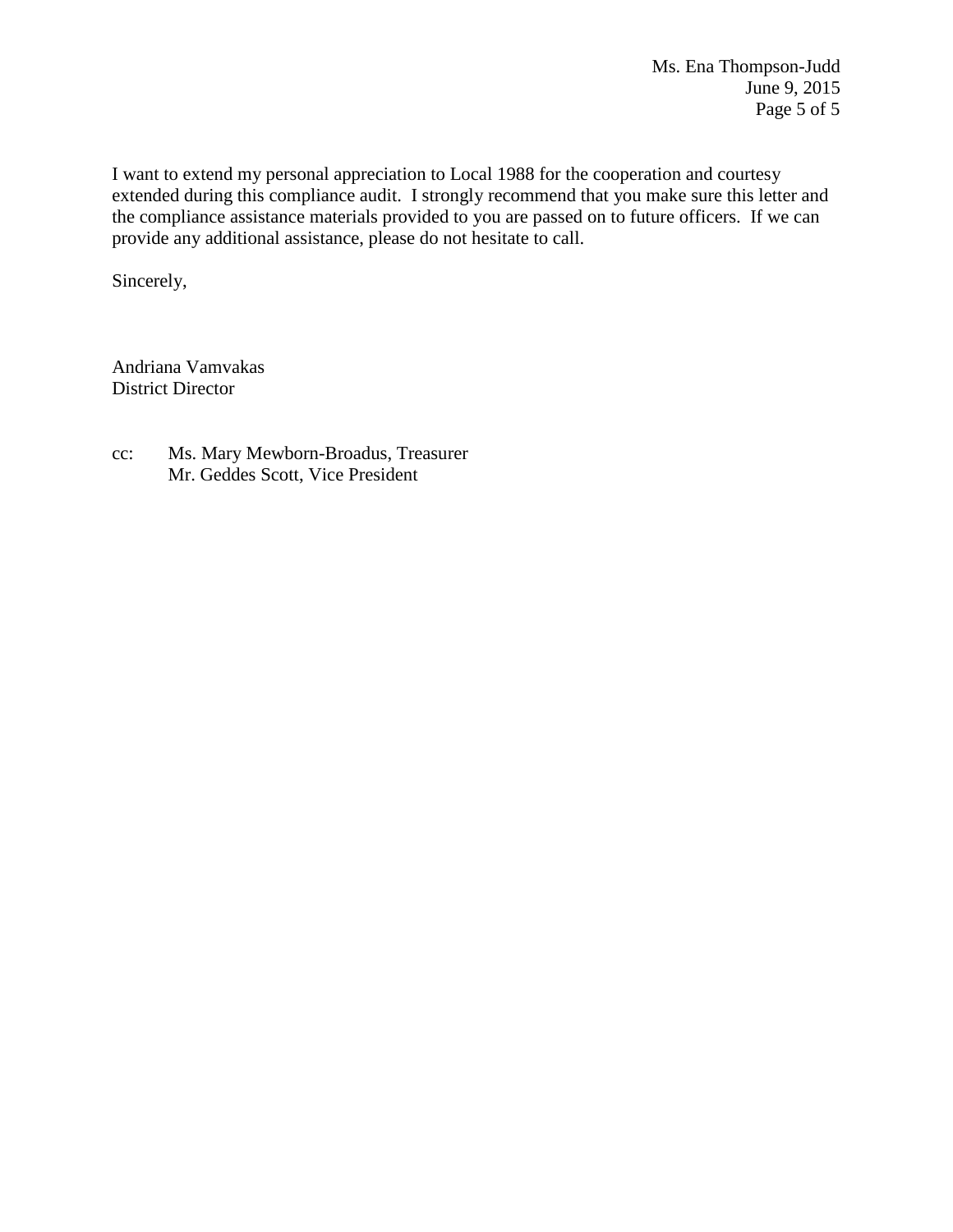I want to extend my personal appreciation to Local 1988 for the cooperation and courtesy extended during this compliance audit. I strongly recommend that you make sure this letter and the compliance assistance materials provided to you are passed on to future officers. If we can provide any additional assistance, please do not hesitate to call.

Sincerely,

Andriana Vamvakas
District Director

cc: Ms. Mary Mewborn-Broadus, Treasurer
Mr. Geddes Scott, Vice President